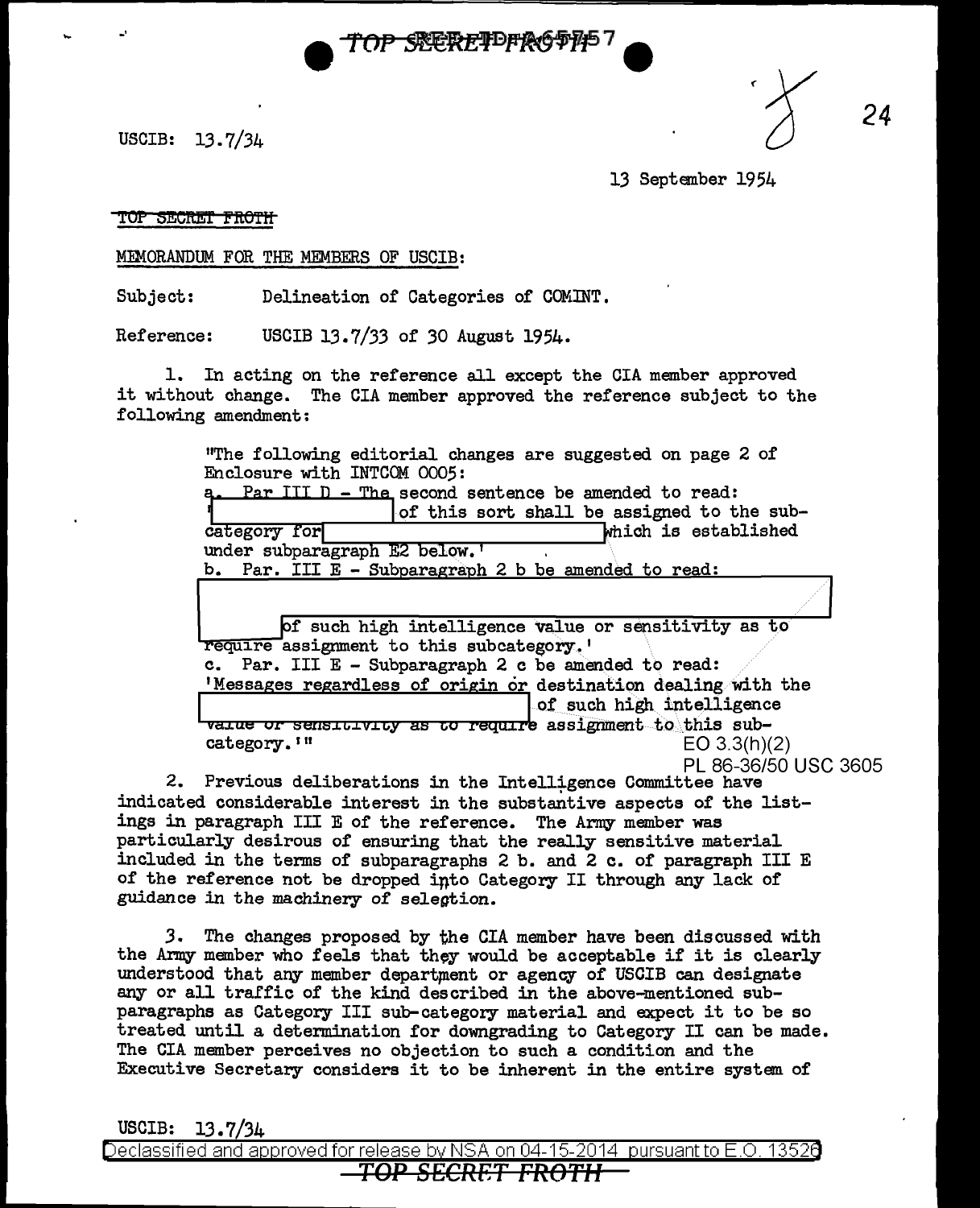TOP SECRET FROTH

USCIB: 13.7/34

13 September 1954

TOP SECRET FROTH

MEMORANDUM FOR THE MEMBERS OF USCIB:

Subject: Delineation of Categories of COMINT.

Reference: USCIB 13.7/33 of 30 August 1954.

1. In acting on the reference all except the CIA member approved it without change. The CIA member approved the reference subject to the following amendment:

> "The following editorial changes are suggested on page 2 of Enclosure with INTCOM 0005:
>
> a. Par III D - The second sentence be amended to read: '[redacted] of this sort shall be assigned to the sub-category for [redacted] which is established under subparagraph E2 below.'
>
> b. Par. III E - Subparagraph 2 b be amended to read: '[redacted] of such high intelligence value or sensitivity as to require assignment to this subcategory.'
>
> c. Par. III E - Subparagraph 2 c be amended to read: 'Messages regardless of origin or destination dealing with the [redacted] of such high intelligence value or sensitivity as to require assignment to this sub-category.'"

EO 3.3(h)(2)
PL 86-36/50 USC 3605

2. Previous deliberations in the Intelligence Committee have indicated considerable interest in the substantive aspects of the listings in paragraph III E of the reference. The Army member was particularly desirous of ensuring that the really sensitive material included in the terms of subparagraphs 2 b. and 2 c. of paragraph III E of the reference not be dropped into Category II through any lack of guidance in the machinery of selection.

3. The changes proposed by the CIA member have been discussed with the Army member who feels that they would be acceptable if it is clearly understood that any member department or agency of USCIB can designate any or all traffic of the kind described in the above-mentioned sub-paragraphs as Category III sub-category material and expect it to be so treated until a determination for downgrading to Category II can be made. The CIA member perceives no objection to such a condition and the Executive Secretary considers it to be inherent in the entire system of

USCIB: 13.7/34

Declassified and approved for release by NSA on 04-15-2014 pursuant to E.O. 13526

TOP SECRET FROTH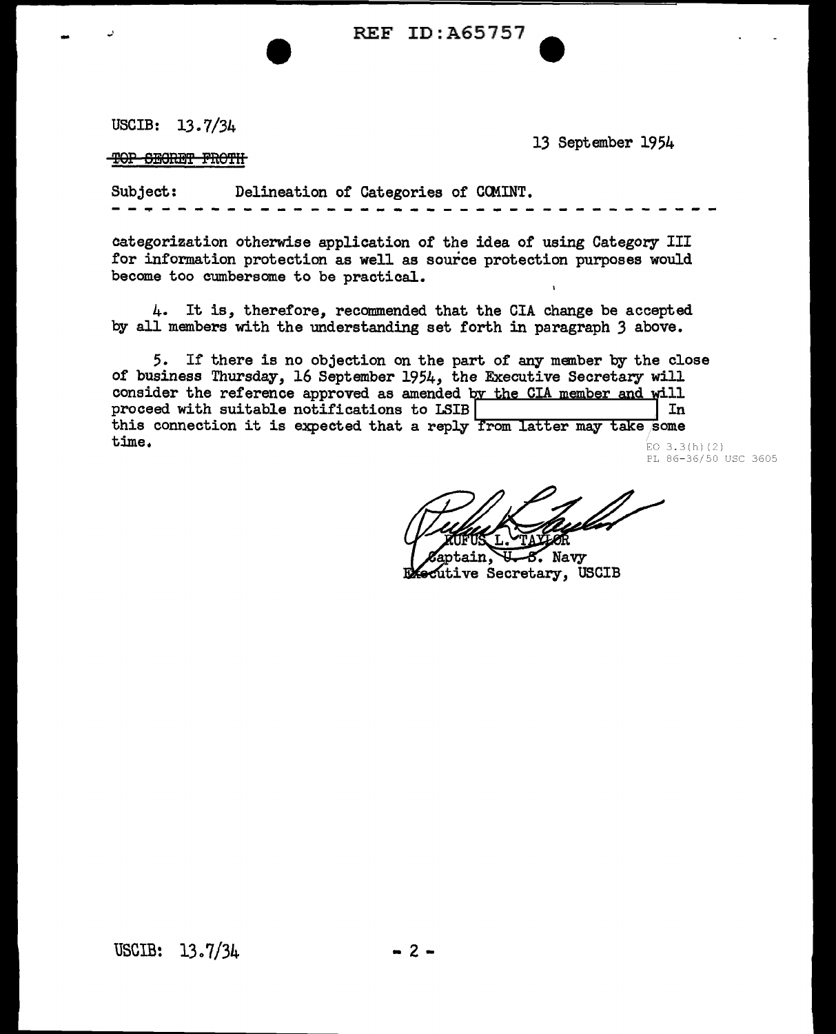USCIB: 13.7/34

13 September 1954

~~TOP SECRET FROTH~~

Subject: Delineation of Categories of COMINT.

- - - - - - - - - - - - - - - - - - - - - - - - - - - - - - - - - - - - - - - -

categorization otherwise application of the idea of using Category III for information protection as well as source protection purposes would become too cumbersome to be practical.

4. It is, therefore, recommended that the CIA change be accepted by all members with the understanding set forth in paragraph 3 above.

5. If there is no objection on the part of any member by the close of business Thursday, 16 September 1954, the Executive Secretary will consider the reference approved as amended by the CIA member and will proceed with suitable notifications to LSIB [redacted] In this connection it is expected that a reply from latter may take some time.

EO 3.3(h)(2)
PL 86-36/50 USC 3605

RUFUS L. TAYLOR
Captain, ~~U. S.~~ Navy
Executive Secretary, USCIB

USCIB: 13.7/34